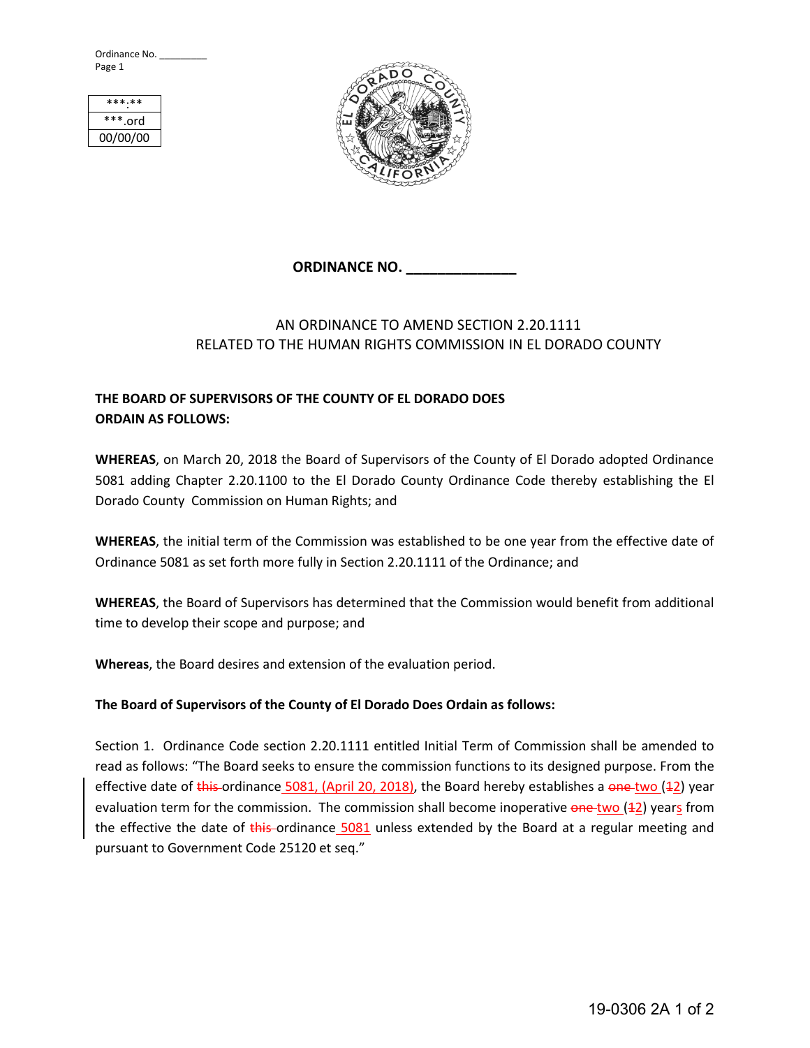Ordinance No. _________

| ***.** |
| --- |
| ***.ord |
| 00/00/00 |

## ORDINANCE NO. ______________

AN ORDINANCE TO AMEND SECTION 2.20.1111
RELATED TO THE HUMAN RIGHTS COMMISSION IN EL DORADO COUNTY

**THE BOARD OF SUPERVISORS OF THE COUNTY OF EL DORADO DOES ORDAIN AS FOLLOWS:**

**WHEREAS**, on March 20, 2018 the Board of Supervisors of the County of El Dorado adopted Ordinance 5081 adding Chapter 2.20.1100 to the El Dorado County Ordinance Code thereby establishing the El Dorado County Commission on Human Rights; and

**WHEREAS**, the initial term of the Commission was established to be one year from the effective date of Ordinance 5081 as set forth more fully in Section 2.20.1111 of the Ordinance; and

**WHEREAS**, the Board of Supervisors has determined that the Commission would benefit from additional time to develop their scope and purpose; and

**Whereas**, the Board desires and extension of the evaluation period.

**The Board of Supervisors of the County of El Dorado Does Ordain as follows:**

Section 1. Ordinance Code section 2.20.1111 entitled Initial Term of Commission shall be amended to read as follows: "The Board seeks to ensure the commission functions to its designed purpose. From the effective date of ~~this~~ ordinance 5081, (April 20, 2018), the Board hereby establishes a ~~one~~ two (~~1~~2) year evaluation term for the commission. The commission shall become inoperative ~~one~~ two (~~1~~2) years from the effective the date of ~~this~~ ordinance 5081 unless extended by the Board at a regular meeting and pursuant to Government Code 25120 et seq."

19-0306 2A 1 of 2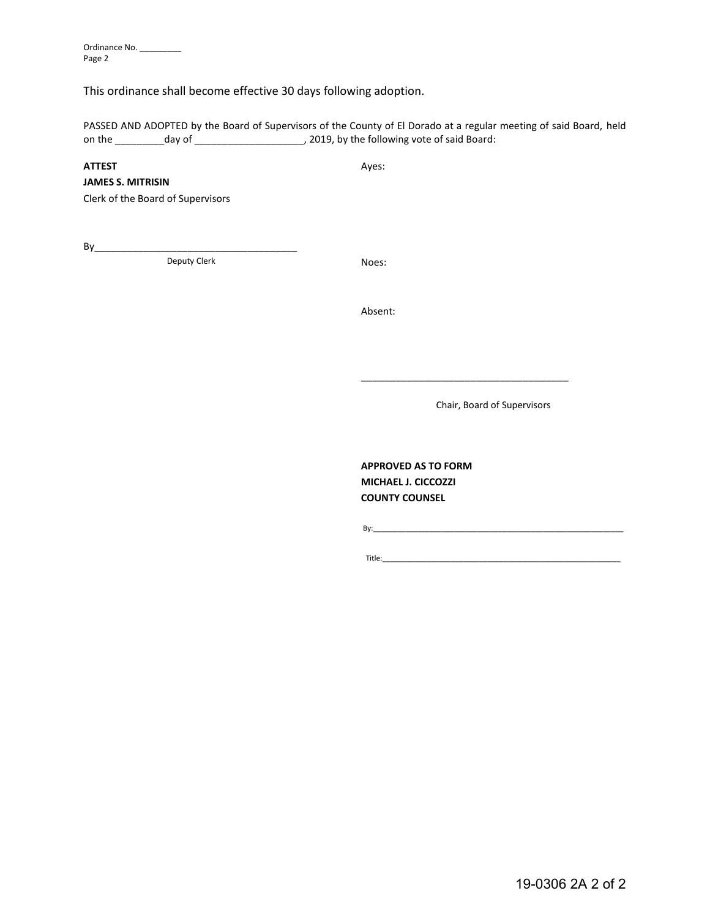Ordinance No. _________
Page 2

This ordinance shall become effective 30 days following adoption.

PASSED AND ADOPTED by the Board of Supervisors of the County of El Dorado at a regular meeting of said Board, held on the _________day of ____________________, 2019, by the following vote of said Board:

**ATTEST**
**JAMES S. MITRISIN**
Clerk of the Board of Supervisors

By______________________________________
Deputy Clerk

Ayes:

Noes:

Absent:

_______________________________________
Chair, Board of Supervisors

**APPROVED AS TO FORM**
**MICHAEL J. CICCOZZI**
**COUNTY COUNSEL**

By:____________________________________________________________

Title:__________________________________________________________